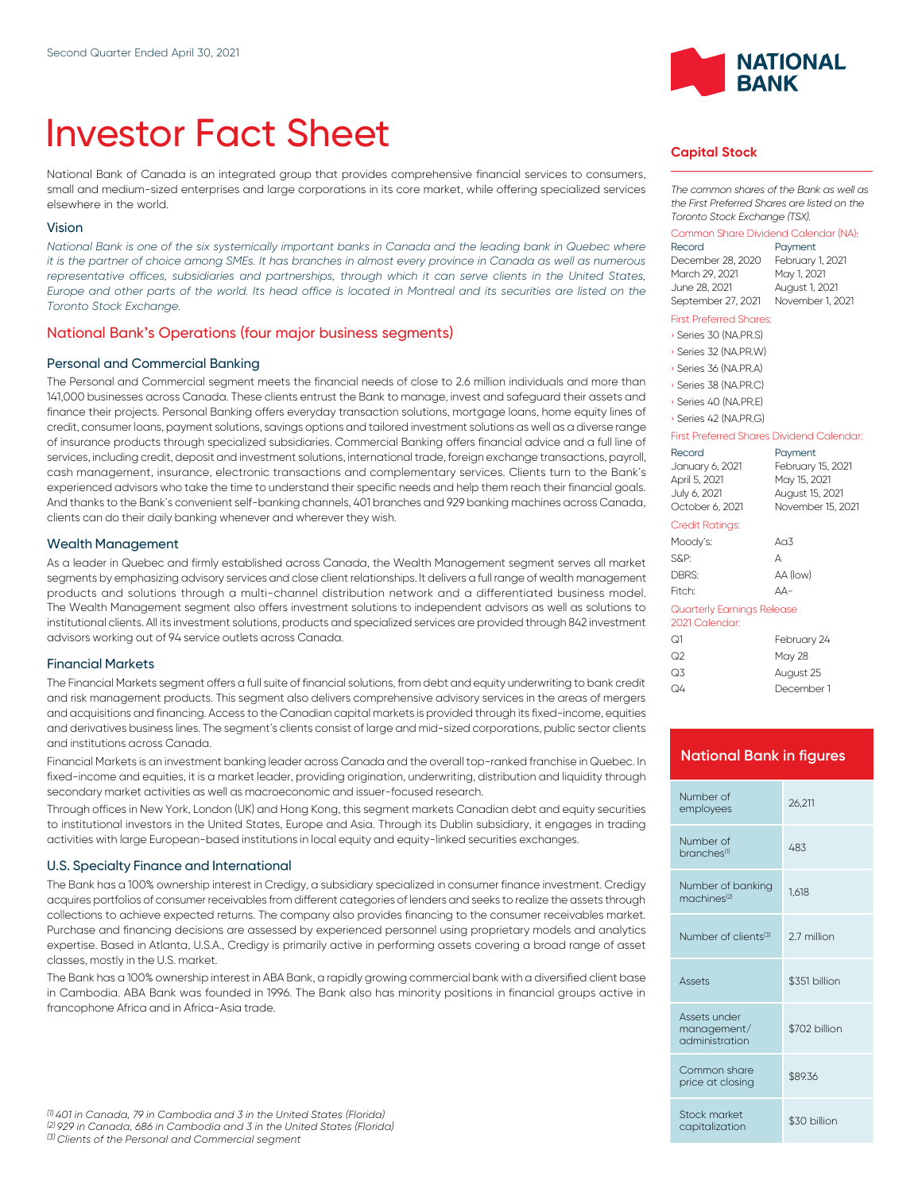Second Quarter Ended April 30, 2021

# Investor Fact Sheet

National Bank of Canada is an integrated group that provides comprehensive financial services to consumers, small and medium-sized enterprises and large corporations in its core market, while offering specialized services elsewhere in the world.

### Vision

*National Bank is one of the six systemically important banks in Canada and the leading bank in Quebec where it is the partner of choice among SMEs. It has branches in almost every province in Canada as well as numerous representative offices, subsidiaries and partnerships, through which it can serve clients in the United States, Europe and other parts of the world. Its head office is located in Montreal and its securities are listed on the Toronto Stock Exchange.*

## National Bank's Operations (four major business segments)

### Personal and Commercial Banking

The Personal and Commercial segment meets the financial needs of close to 2.6 million individuals and more than 141,000 businesses across Canada. These clients entrust the Bank to manage, invest and safeguard their assets and finance their projects. Personal Banking offers everyday transaction solutions, mortgage loans, home equity lines of credit, consumer loans, payment solutions, savings options and tailored investment solutions as well as a diverse range of insurance products through specialized subsidiaries. Commercial Banking offers financial advice and a full line of services, including credit, deposit and investment solutions, international trade, foreign exchange transactions, payroll, cash management, insurance, electronic transactions and complementary services. Clients turn to the Bank's experienced advisors who take the time to understand their specific needs and help them reach their financial goals. And thanks to the Bank's convenient self-banking channels, 401 branches and 929 banking machines across Canada, clients can do their daily banking whenever and wherever they wish.

### Wealth Management

As a leader in Quebec and firmly established across Canada, the Wealth Management segment serves all market segments by emphasizing advisory services and close client relationships. It delivers a full range of wealth management products and solutions through a multi-channel distribution network and a differentiated business model. The Wealth Management segment also offers investment solutions to independent advisors as well as solutions to institutional clients. All its investment solutions, products and specialized services are provided through 842 investment advisors working out of 94 service outlets across Canada.

### Financial Markets

The Financial Markets segment offers a full suite of financial solutions, from debt and equity underwriting to bank credit and risk management products. This segment also delivers comprehensive advisory services in the areas of mergers and acquisitions and financing. Access to the Canadian capital markets is provided through its fixed-income, equities and derivatives business lines. The segment's clients consist of large and mid-sized corporations, public sector clients and institutions across Canada.

Financial Markets is an investment banking leader across Canada and the overall top-ranked franchise in Quebec. In fixed-income and equities, it is a market leader, providing origination, underwriting, distribution and liquidity through secondary market activities as well as macroeconomic and issuer-focused research.

Through offices in New York, London (UK) and Hong Kong, this segment markets Canadian debt and equity securities to institutional investors in the United States, Europe and Asia. Through its Dublin subsidiary, it engages in trading activities with large European-based institutions in local equity and equity-linked securities exchanges.

### U.S. Specialty Finance and International

The Bank has a 100% ownership interest in Credigy, a subsidiary specialized in consumer finance investment. Credigy acquires portfolios of consumer receivables from different categories of lenders and seeks to realize the assets through collections to achieve expected returns. The company also provides financing to the consumer receivables market. Purchase and financing decisions are assessed by experienced personnel using proprietary models and analytics expertise. Based in Atlanta, U.S.A., Credigy is primarily active in performing assets covering a broad range of asset classes, mostly in the U.S. market.

The Bank has a 100% ownership interest in ABA Bank, a rapidly growing commercial bank with a diversified client base in Cambodia. ABA Bank was founded in 1996. The Bank also has minority positions in financial groups active in francophone Africa and in Africa-Asia trade.

## Capital Stock

*The common shares of the Bank as well as the First Preferred Shares are listed on the Toronto Stock Exchange (TSX).*

Common Share Dividend Calendar (NA):

| Record | Payment |
|---|---|
| December 28, 2020 | February 1, 2021 |
| March 29, 2021 | May 1, 2021 |
| June 28, 2021 | August 1, 2021 |
| September 27, 2021 | November 1, 2021 |

First Preferred Shares:

- Series 30 (NA.PR.S)
- Series 32 (NA.PR.W)
- Series 36 (NA.PR.A)
- Series 38 (NA.PR.C)
- Series 40 (NA.PR.E)
- Series 42 (NA.PR.G)

First Preferred Shares Dividend Calendar:

| Record | Payment |
|---|---|
| January 6, 2021 | February 15, 2021 |
| April 5, 2021 | May 15, 2021 |
| July 6, 2021 | August 15, 2021 |
| October 6, 2021 | November 15, 2021 |

Credit Ratings:

| Agency | Rating |
|---|---|
| Moody's: | Aa3 |
| S&P: | A |
| DBRS: | AA (low) |
| Fitch: | AA- |

Quarterly Earnings Release 2021 Calendar:

| Quarter | Date |
|---|---|
| Q1 | February 24 |
| Q2 | May 28 |
| Q3 | August 25 |
| Q4 | December 1 |

## National Bank in figures

| | |
|---|---|
| Number of employees | 26,211 |
| Number of branches[1] | 483 |
| Number of banking machines[2] | 1,618 |
| Number of clients[3] | 2.7 million |
| Assets | $351 billion |
| Assets under management/ administration | $702 billion |
| Common share price at closing | $89.36 |
| Stock market capitalization | $30 billion |

*[1] 401 in Canada, 79 in Cambodia and 3 in the United States (Florida)*
*[2] 929 in Canada, 686 in Cambodia and 3 in the United States (Florida)*
*[3] Clients of the Personal and Commercial segment*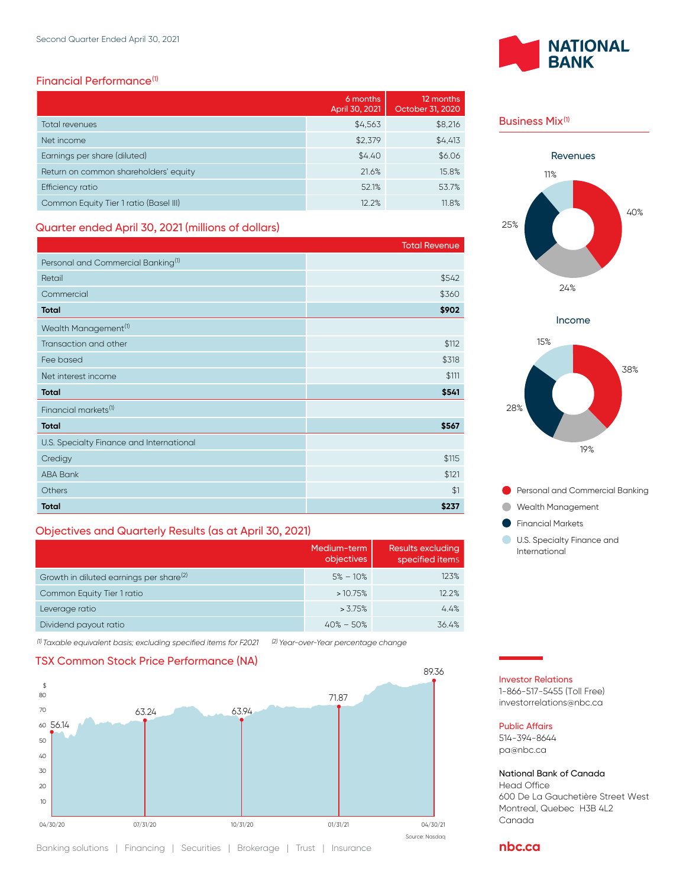Second Quarter Ended April 30, 2021

# NATIONAL BANK

## Financial Performance[1]

| | 6 months April 30, 2021 | 12 months October 31, 2020 |
|---|---|---|
| Total revenues | $4,563 | $8,216 |
| Net income | $2,379 | $4,413 |
| Earnings per share (diluted) | $4.40 | $6.06 |
| Return on common shareholders' equity | 21.6% | 15.8% |
| Efficiency ratio | 52.1% | 53.7% |
| Common Equity Tier 1 ratio (Basel III) | 12.2% | 11.8% |

## Quarter ended April 30, 2021 (millions of dollars)

| | Total Revenue |
|---|---|
| Personal and Commercial Banking[1] | |
| Retail | $542 |
| Commercial | $360 |
| **Total** | **$902** |
| Wealth Management[1] | |
| Transaction and other | $112 |
| Fee based | $318 |
| Net interest income | $111 |
| **Total** | **$541** |
| Financial markets[1] | |
| **Total** | **$567** |
| U.S. Specialty Finance and International | |
| Credigy | $115 |
| ABA Bank | $121 |
| Others | $1 |
| **Total** | **$237** |

## Objectives and Quarterly Results (as at April 30, 2021)

| | Medium-term objectives | Results excluding specified items |
|---|---|---|
| Growth in diluted earnings per share[2] | 5% – 10% | 123% |
| Common Equity Tier 1 ratio | > 10.75% | 12.2% |
| Leverage ratio | > 3.75% | 4.4% |
| Dividend payout ratio | 40% – 50% | 36.4% |

*(1) Taxable equivalent basis; excluding specified items for F2021* *(2) Year-over-Year percentage change*

## TSX Common Stock Price Performance (NA)

| Date | Price ($) |
|---|---|
| 04/30/20 | 56.14 |
| 07/31/20 | 63.24 |
| 10/31/20 | 63.94 |
| 01/31/21 | 71.87 |
| 04/30/21 | 89.36 |

Source: Nasdaq

## Business Mix[1]

**Revenues**

| Segment | % |
|---|---|
| Personal and Commercial Banking | 40% |
| Wealth Management | 24% |
| Financial Markets | 25% |
| U.S. Specialty Finance and International | 11% |

**Income**

| Segment | % |
|---|---|
| Personal and Commercial Banking | 38% |
| Wealth Management | 19% |
| Financial Markets | 28% |
| U.S. Specialty Finance and International | 15% |

**Investor Relations**
1-866-517-5455 (Toll Free)
investorrelations@nbc.ca

**Public Affairs**
514-394-8644
pa@nbc.ca

**National Bank of Canada**
Head Office
600 De La Gauchetière Street West
Montreal, Quebec H3B 4L2
Canada

Banking solutions | Financing | Securities | Brokerage | Trust | Insurance

nbc.ca